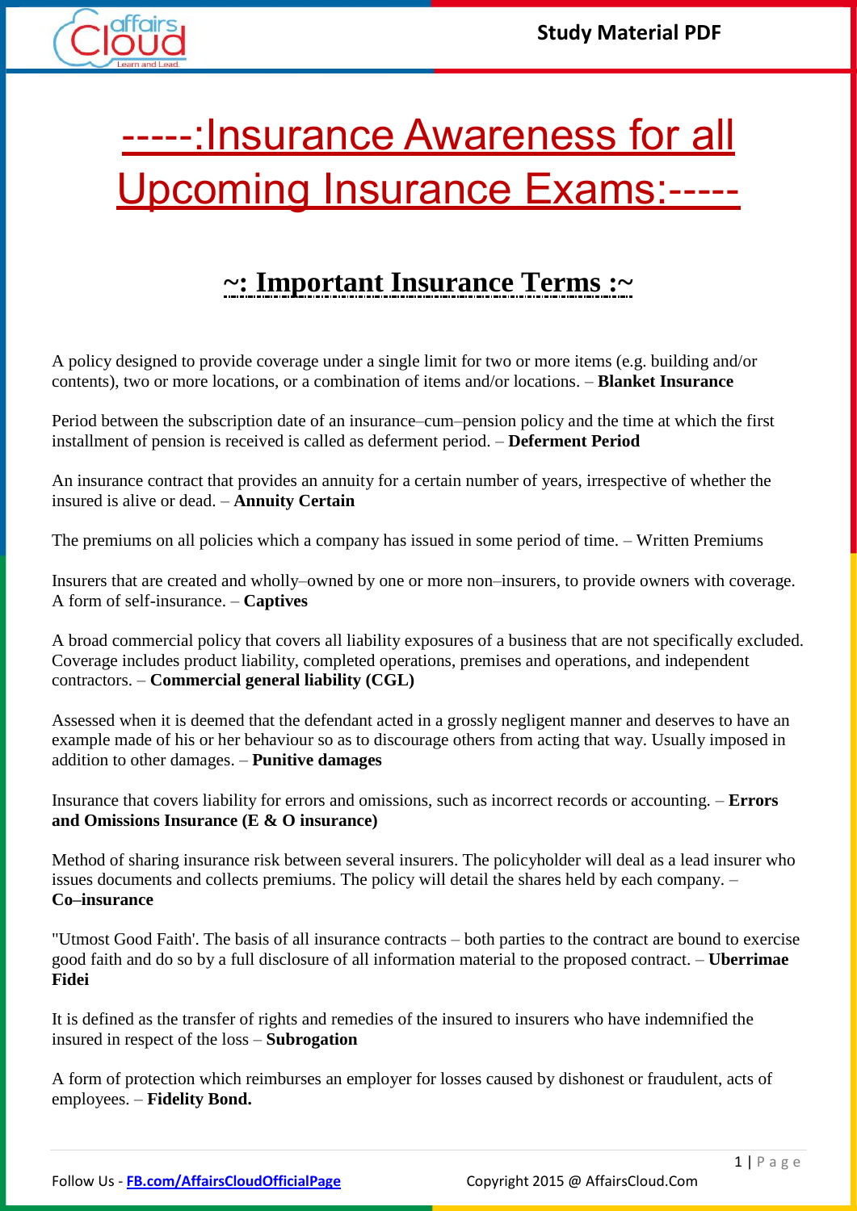# -----:Insurance Awareness for all Upcoming Insurance Exams:-----

## ~: Important Insurance Terms :~

A policy designed to provide coverage under a single limit for two or more items (e.g. building and/or contents), two or more locations, or a combination of items and/or locations. – **Blanket Insurance**

Period between the subscription date of an insurance–cum–pension policy and the time at which the first installment of pension is received is called as deferment period. – **Deferment Period**

An insurance contract that provides an annuity for a certain number of years, irrespective of whether the insured is alive or dead. – **Annuity Certain**

The premiums on all policies which a company has issued in some period of time. – Written Premiums

Insurers that are created and wholly–owned by one or more non–insurers, to provide owners with coverage. A form of self-insurance. – **Captives**

A broad commercial policy that covers all liability exposures of a business that are not specifically excluded. Coverage includes product liability, completed operations, premises and operations, and independent contractors. – **Commercial general liability (CGL)**

Assessed when it is deemed that the defendant acted in a grossly negligent manner and deserves to have an example made of his or her behaviour so as to discourage others from acting that way. Usually imposed in addition to other damages. – **Punitive damages**

Insurance that covers liability for errors and omissions, such as incorrect records or accounting. – **Errors and Omissions Insurance (E & O insurance)**

Method of sharing insurance risk between several insurers. The policyholder will deal as a lead insurer who issues documents and collects premiums. The policy will detail the shares held by each company. – **Co–insurance**

"Utmost Good Faith'. The basis of all insurance contracts – both parties to the contract are bound to exercise good faith and do so by a full disclosure of all information material to the proposed contract. – **Uberrimae Fidei**

It is defined as the transfer of rights and remedies of the insured to insurers who have indemnified the insured in respect of the loss – **Subrogation**

A form of protection which reimburses an employer for losses caused by dishonest or fraudulent, acts of employees. – **Fidelity Bond.**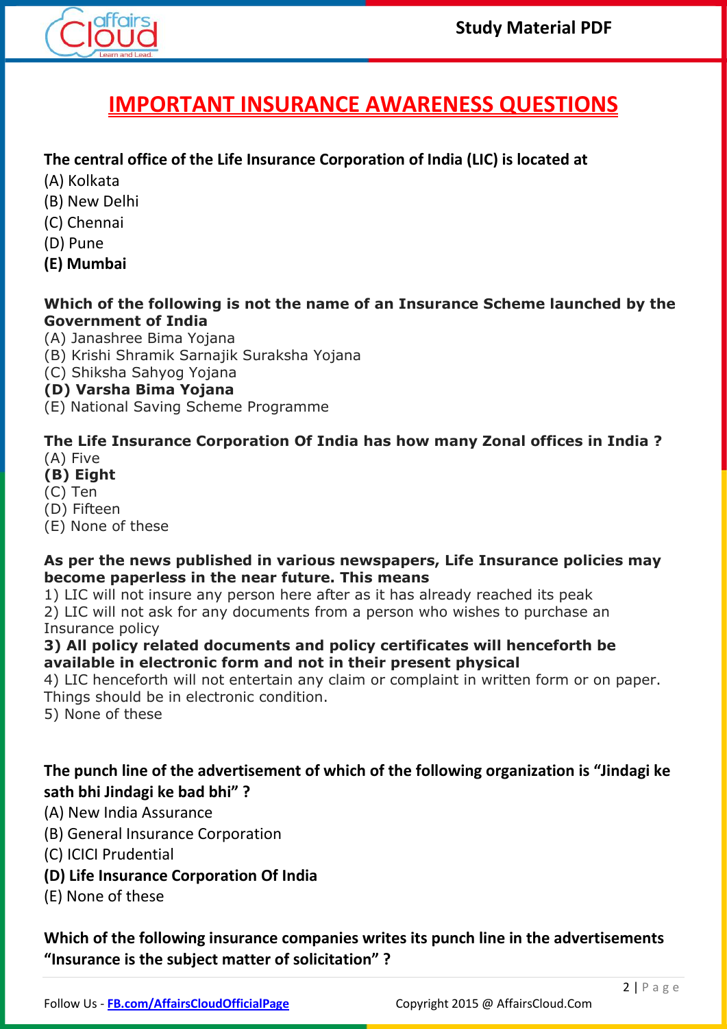# IMPORTANT INSURANCE AWARENESS QUESTIONS

**The central office of the Life Insurance Corporation of India (LIC) is located at**

(A) Kolkata
(B) New Delhi
(C) Chennai
(D) Pune
**(E) Mumbai**

**Which of the following is not the name of an Insurance Scheme launched by the Government of India**

(A) Janashree Bima Yojana
(B) Krishi Shramik Sarnajik Suraksha Yojana
(C) Shiksha Sahyog Yojana
**(D) Varsha Bima Yojana**
(E) National Saving Scheme Programme

**The Life Insurance Corporation Of India has how many Zonal offices in India ?**

(A) Five
**(B) Eight**
(C) Ten
(D) Fifteen
(E) None of these

**As per the news published in various newspapers, Life Insurance policies may become paperless in the near future. This means**

1) LIC will not insure any person here after as it has already reached its peak
2) LIC will not ask for any documents from a person who wishes to purchase an Insurance policy
**3) All policy related documents and policy certificates will henceforth be available in electronic form and not in their present physical**
4) LIC henceforth will not entertain any claim or complaint in written form or on paper. Things should be in electronic condition.
5) None of these

**The punch line of the advertisement of which of the following organization is "Jindagi ke sath bhi Jindagi ke bad bhi" ?**

(A) New India Assurance
(B) General Insurance Corporation
(C) ICICI Prudential
**(D) Life Insurance Corporation Of India**
(E) None of these

**Which of the following insurance companies writes its punch line in the advertisements "Insurance is the subject matter of solicitation" ?**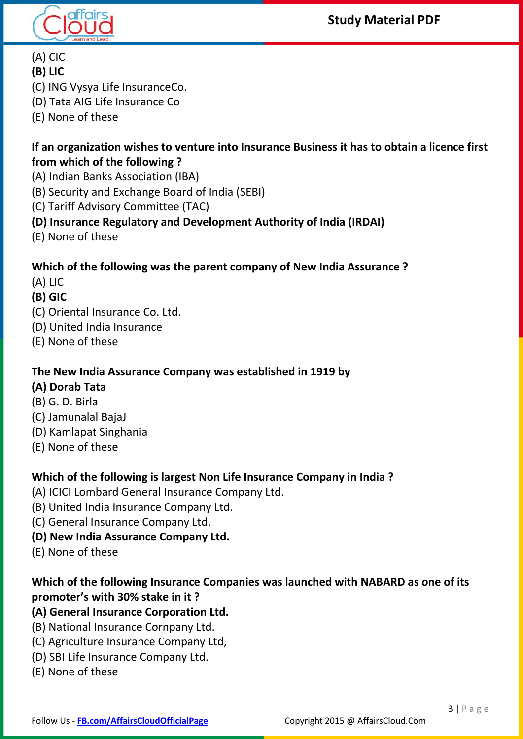(A) CIC

**(B) LIC**

(C) ING Vysya Life InsuranceCo.

(D) Tata AIG Life Insurance Co

(E) None of these

**If an organization wishes to venture into Insurance Business it has to obtain a licence first from which of the following ?**

(A) Indian Banks Association (IBA)

(B) Security and Exchange Board of India (SEBI)

(C) Tariff Advisory Committee (TAC)

**(D) Insurance Regulatory and Development Authority of India (IRDAI)**

(E) None of these

**Which of the following was the parent company of New India Assurance ?**

(A) LIC

**(B) GIC**

(C) Oriental Insurance Co. Ltd.

(D) United India Insurance

(E) None of these

**The New India Assurance Company was established in 1919 by**

**(A) Dorab Tata**

(B) G. D. Birla

(C) Jamunalal BajaJ

(D) Kamlapat Singhania

(E) None of these

**Which of the following is largest Non Life Insurance Company in India ?**

(A) ICICI Lombard General Insurance Company Ltd.

(B) United India Insurance Company Ltd.

(C) General Insurance Company Ltd.

**(D) New India Assurance Company Ltd.**

(E) None of these

**Which of the following Insurance Companies was launched with NABARD as one of its promoter's with 30% stake in it ?**

**(A) General Insurance Corporation Ltd.**

(B) National Insurance Cornpany Ltd.

(C) Agriculture Insurance Company Ltd,

(D) SBI Life Insurance Company Ltd.

(E) None of these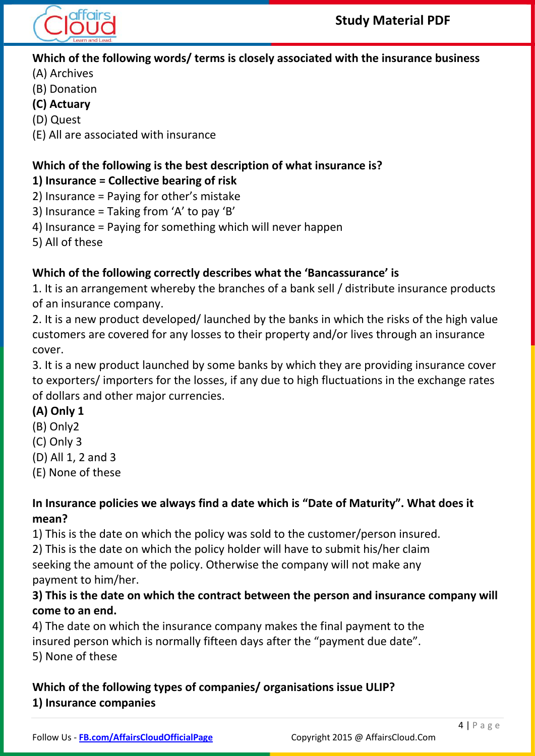**Which of the following words/ terms is closely associated with the insurance business**

(A) Archives

(B) Donation

**(C) Actuary**

(D) Quest

(E) All are associated with insurance

**Which of the following is the best description of what insurance is?**

**1) Insurance = Collective bearing of risk**

2) Insurance = Paying for other's mistake

3) Insurance = Taking from 'A' to pay 'B'

4) Insurance = Paying for something which will never happen

5) All of these

**Which of the following correctly describes what the 'Bancassurance' is**

1. It is an arrangement whereby the branches of a bank sell / distribute insurance products of an insurance company.

2. It is a new product developed/ launched by the banks in which the risks of the high value customers are covered for any losses to their property and/or lives through an insurance cover.

3. It is a new product launched by some banks by which they are providing insurance cover to exporters/ importers for the losses, if any due to high fluctuations in the exchange rates of dollars and other major currencies.

**(A) Only 1**

(B) Only2

(C) Only 3

(D) All 1, 2 and 3

(E) None of these

**In Insurance policies we always find a date which is "Date of Maturity". What does it mean?**

1) This is the date on which the policy was sold to the customer/person insured.

2) This is the date on which the policy holder will have to submit his/her claim seeking the amount of the policy. Otherwise the company will not make any payment to him/her.

**3) This is the date on which the contract between the person and insurance company will come to an end.**

4) The date on which the insurance company makes the final payment to the insured person which is normally fifteen days after the "payment due date".

5) None of these

**Which of the following types of companies/ organisations issue ULIP?**

**1) Insurance companies**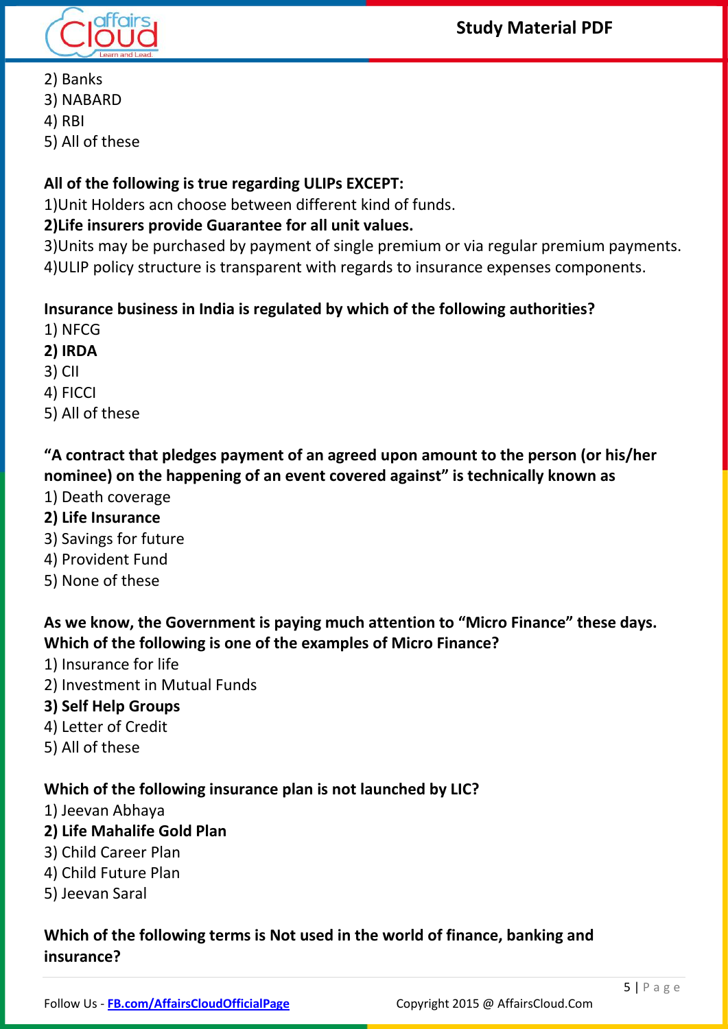2) Banks
3) NABARD
4) RBI
5) All of these

**All of the following is true regarding ULIPs EXCEPT:**
1)Unit Holders acn choose between different kind of funds.
**2)Life insurers provide Guarantee for all unit values.**
3)Units may be purchased by payment of single premium or via regular premium payments.
4)ULIP policy structure is transparent with regards to insurance expenses components.

**Insurance business in India is regulated by which of the following authorities?**
1) NFCG
**2) IRDA**
3) CII
4) FICCI
5) All of these

**"A contract that pledges payment of an agreed upon amount to the person (or his/her nominee) on the happening of an event covered against" is technically known as**
1) Death coverage
**2) Life Insurance**
3) Savings for future
4) Provident Fund
5) None of these

**As we know, the Government is paying much attention to "Micro Finance" these days. Which of the following is one of the examples of Micro Finance?**
1) Insurance for life
2) Investment in Mutual Funds
**3) Self Help Groups**
4) Letter of Credit
5) All of these

**Which of the following insurance plan is not launched by LIC?**
1) Jeevan Abhaya
**2) Life Mahalife Gold Plan**
3) Child Career Plan
4) Child Future Plan
5) Jeevan Saral

**Which of the following terms is Not used in the world of finance, banking and insurance?**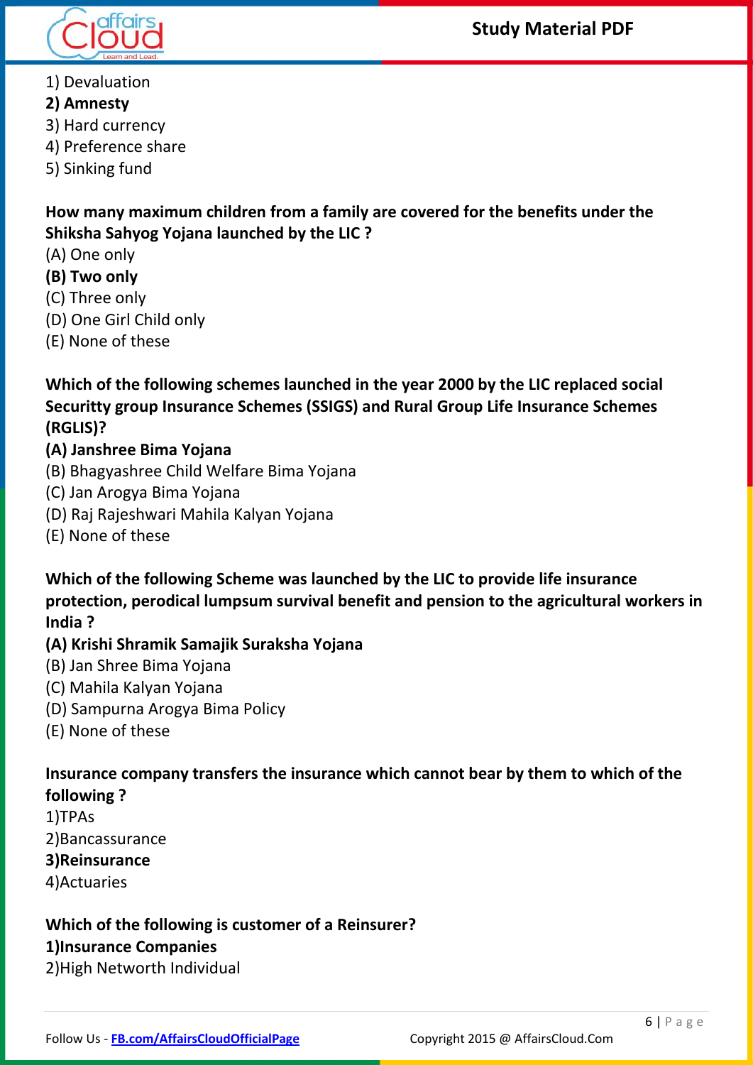1) Devaluation

**2) Amnesty**

3) Hard currency

4) Preference share

5) Sinking fund

**How many maximum children from a family are covered for the benefits under the Shiksha Sahyog Yojana launched by the LIC ?**

(A) One only

**(B) Two only**

(C) Three only

(D) One Girl Child only

(E) None of these

**Which of the following schemes launched in the year 2000 by the LIC replaced social Securitty group Insurance Schemes (SSIGS) and Rural Group Life Insurance Schemes (RGLIS)?**

**(A) Janshree Bima Yojana**

(B) Bhagyashree Child Welfare Bima Yojana

(C) Jan Arogya Bima Yojana

(D) Raj Rajeshwari Mahila Kalyan Yojana

(E) None of these

**Which of the following Scheme was launched by the LIC to provide life insurance protection, perodical lumpsum survival benefit and pension to the agricultural workers in India ?**

**(A) Krishi Shramik Samajik Suraksha Yojana**

(B) Jan Shree Bima Yojana

(C) Mahila Kalyan Yojana

(D) Sampurna Arogya Bima Policy

(E) None of these

**Insurance company transfers the insurance which cannot bear by them to which of the following ?**

1)TPAs

2)Bancassurance

**3)Reinsurance**

4)Actuaries

**Which of the following is customer of a Reinsurer?**

**1)Insurance Companies**

2)High Networth Individual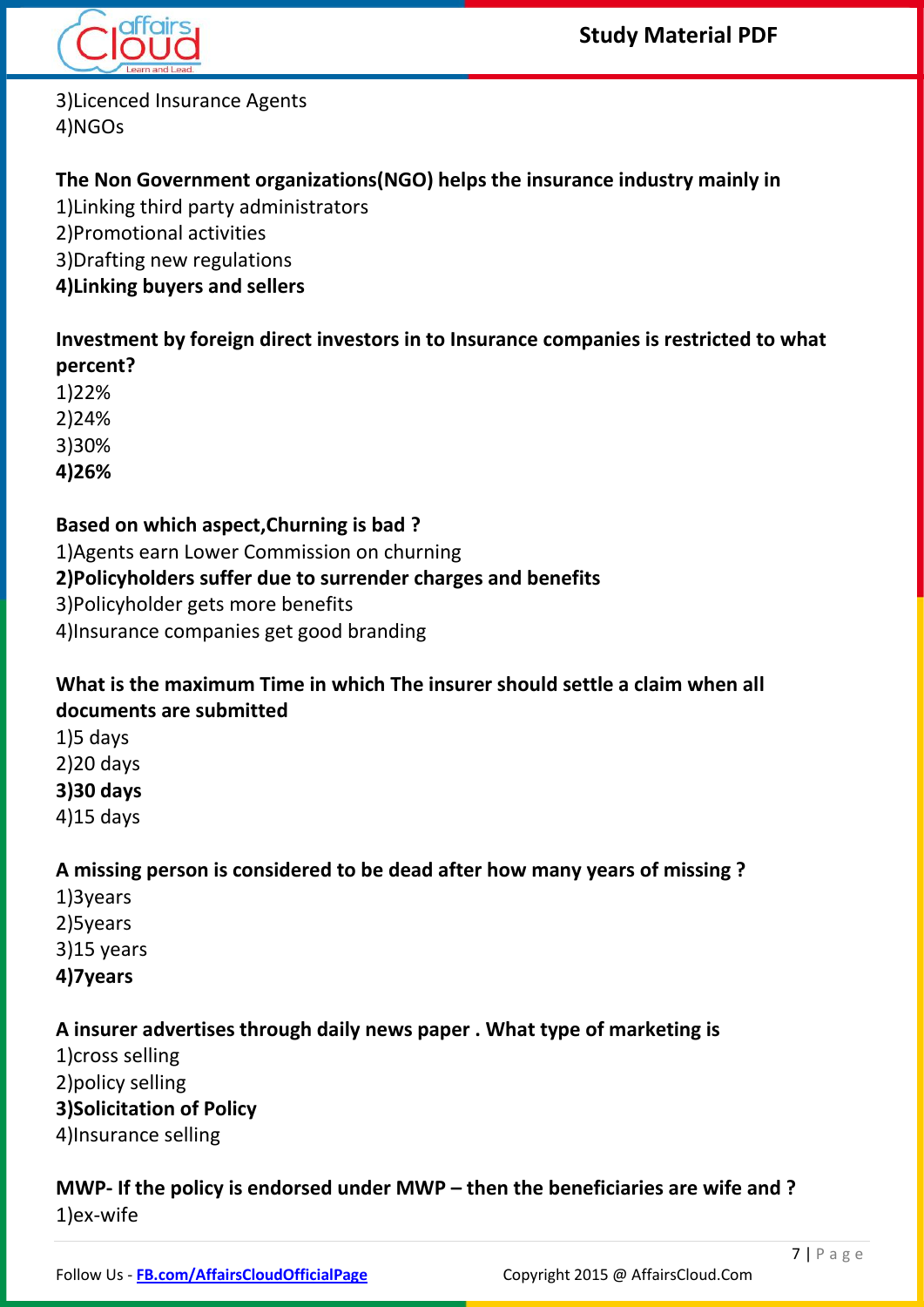3)Licenced Insurance Agents
4)NGOs

**The Non Government organizations(NGO) helps the insurance industry mainly in**
1)Linking third party administrators
2)Promotional activities
3)Drafting new regulations
**4)Linking buyers and sellers**

**Investment by foreign direct investors in to Insurance companies is restricted to what percent?**
1)22%
2)24%
3)30%
**4)26%**

**Based on which aspect,Churning is bad ?**
1)Agents earn Lower Commission on churning
**2)Policyholders suffer due to surrender charges and benefits**
3)Policyholder gets more benefits
4)Insurance companies get good branding

**What is the maximum Time in which The insurer should settle a claim when all documents are submitted**
1)5 days
2)20 days
**3)30 days**
4)15 days

**A missing person is considered to be dead after how many years of missing ?**
1)3years
2)5years
3)15 years
**4)7years**

**A insurer advertises through daily news paper . What type of marketing is**
1)cross selling
2)policy selling
**3)Solicitation of Policy**
4)Insurance selling

**MWP- If the policy is endorsed under MWP – then the beneficiaries are wife and ?**
1)ex-wife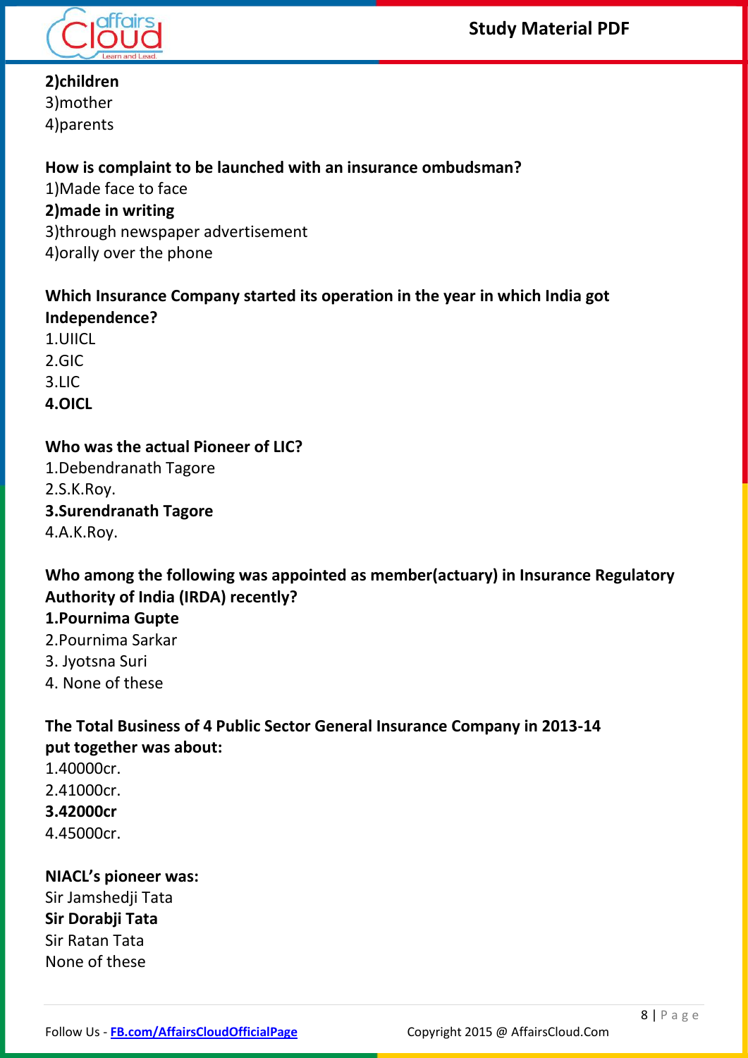**2)children**
3)mother
4)parents

**How is complaint to be launched with an insurance ombudsman?**
1)Made face to face
**2)made in writing**
3)through newspaper advertisement
4)orally over the phone

**Which Insurance Company started its operation in the year in which India got Independence?**
1.UIICL
2.GIC
3.LIC
**4.OICL**

**Who was the actual Pioneer of LIC?**
1.Debendranath Tagore
2.S.K.Roy.
**3.Surendranath Tagore**
4.A.K.Roy.

**Who among the following was appointed as member(actuary) in Insurance Regulatory Authority of India (IRDA) recently?**
**1.Pournima Gupte**
2.Pournima Sarkar
3. Jyotsna Suri
4. None of these

**The Total Business of 4 Public Sector General Insurance Company in 2013-14 put together was about:**
1.40000cr.
2.41000cr.
**3.42000cr**
4.45000cr.

**NIACL's pioneer was:**
Sir Jamshedji Tata
**Sir Dorabji Tata**
Sir Ratan Tata
None of these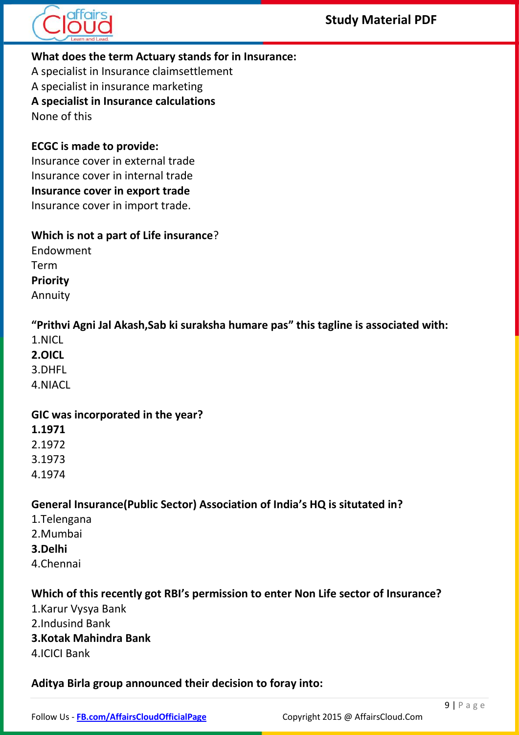**What does the term Actuary stands for in Insurance:**
A specialist in Insurance claimsettlement
A specialist in insurance marketing
**A specialist in Insurance calculations**
None of this

**ECGC is made to provide:**
Insurance cover in external trade
Insurance cover in internal trade
**Insurance cover in export trade**
Insurance cover in import trade.

**Which is not a part of Life insurance**?
Endowment
Term
**Priority**
Annuity

**"Prithvi Agni Jal Akash,Sab ki suraksha humare pas" this tagline is associated with:**
1.NICL
**2.OICL**
3.DHFL
4.NIACL

**GIC was incorporated in the year?**
**1.1971**
2.1972
3.1973
4.1974

**General Insurance(Public Sector) Association of India's HQ is situtated in?**
1.Telengana
2.Mumbai
**3.Delhi**
4.Chennai

**Which of this recently got RBI's permission to enter Non Life sector of Insurance?**
1.Karur Vysya Bank
2.Indusind Bank
**3.Kotak Mahindra Bank**
4.ICICI Bank

**Aditya Birla group announced their decision to foray into:**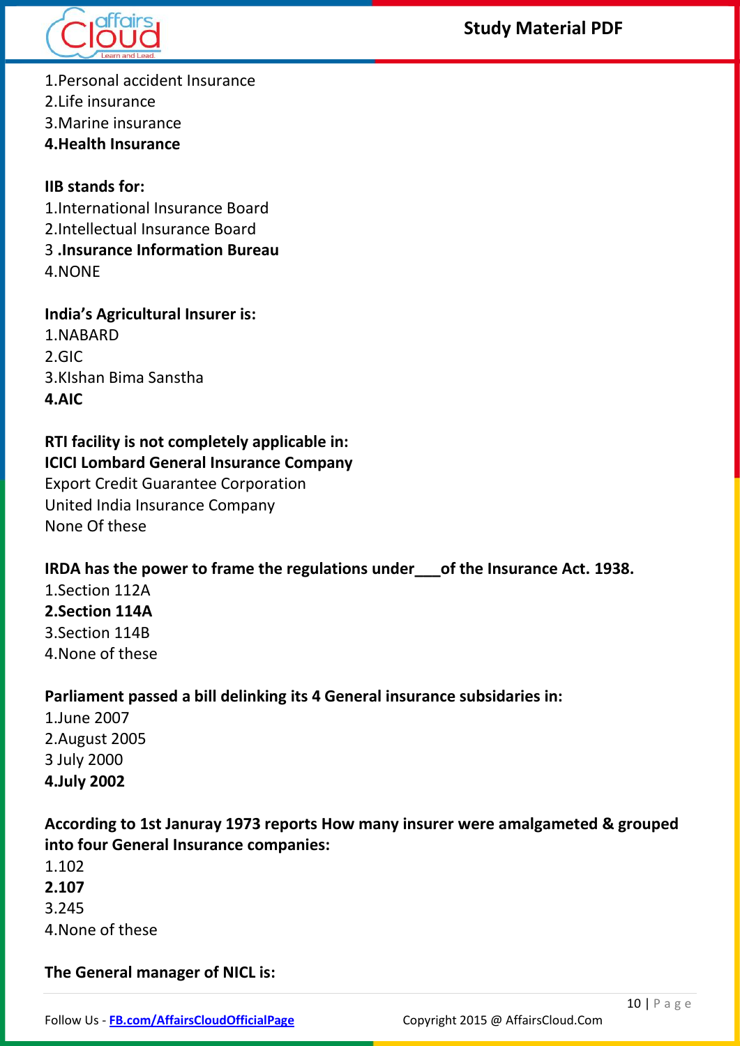1.Personal accident Insurance
2.Life insurance
3.Marine insurance
**4.Health Insurance**

**IIB stands for:**
1.International Insurance Board
2.Intellectual Insurance Board
3 **.Insurance Information Bureau**
4.NONE

**India's Agricultural Insurer is:**
1.NABARD
2.GIC
3.KIshan Bima Sanstha
**4.AIC**

**RTI facility is not completely applicable in:**
**ICICI Lombard General Insurance Company**
Export Credit Guarantee Corporation
United India Insurance Company
None Of these

**IRDA has the power to frame the regulations under___of the Insurance Act. 1938.**
1.Section 112A
**2.Section 114A**
3.Section 114B
4.None of these

**Parliament passed a bill delinking its 4 General insurance subsidaries in:**
1.June 2007
2.August 2005
3 July 2000
**4.July 2002**

**According to 1st Januray 1973 reports How many insurer were amalgameted & grouped into four General Insurance companies:**
1.102
**2.107**
3.245
4.None of these

**The General manager of NICL is:**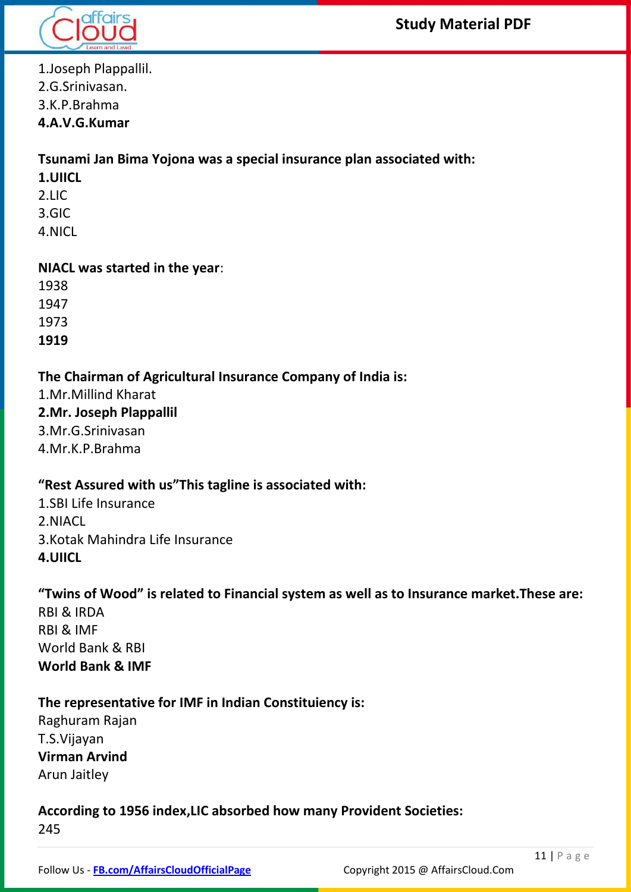1.Joseph Plappallil.
2.G.Srinivasan.
3.K.P.Brahma
**4.A.V.G.Kumar**

**Tsunami Jan Bima Yojona was a special insurance plan associated with:**
**1.UIICL**
2.LIC
3.GIC
4.NICL

**NIACL was started in the year**:
1938
1947
1973
**1919**

**The Chairman of Agricultural Insurance Company of India is:**
1.Mr.Millind Kharat
**2.Mr. Joseph Plappallil**
3.Mr.G.Srinivasan
4.Mr.K.P.Brahma

**"Rest Assured with us"This tagline is associated with:**
1.SBI Life Insurance
2.NIACL
3.Kotak Mahindra Life Insurance
**4.UIICL**

**"Twins of Wood" is related to Financial system as well as to Insurance market.These are:**
RBI & IRDA
RBI & IMF
World Bank & RBI
**World Bank & IMF**

**The representative for IMF in Indian Constituiency is:**
Raghuram Rajan
T.S.Vijayan
**Virman Arvind**
Arun Jaitley

**According to 1956 index,LIC absorbed how many Provident Societies:**
245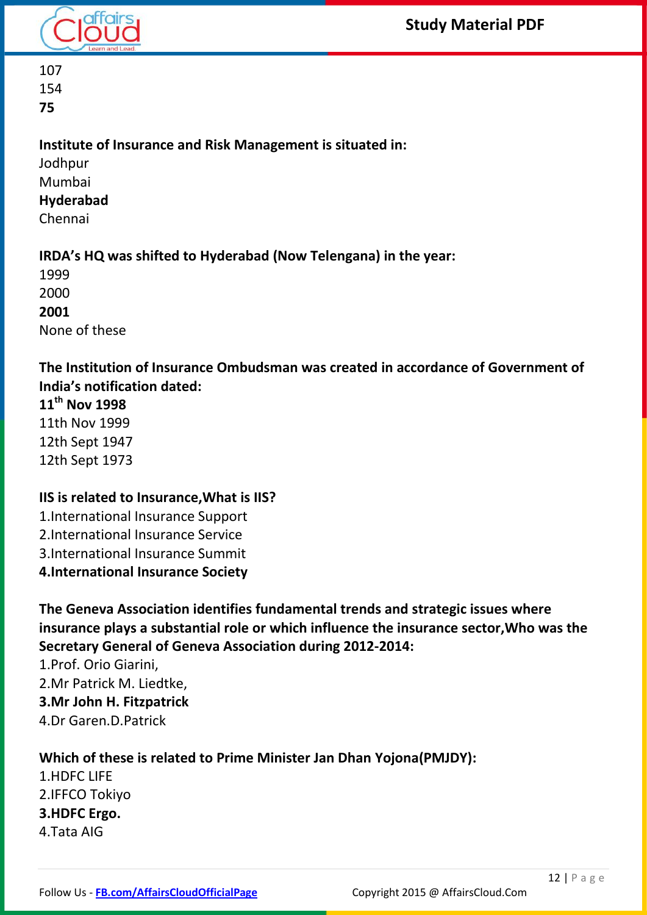107
154
**75**

**Institute of Insurance and Risk Management is situated in:**
Jodhpur
Mumbai
**Hyderabad**
Chennai

**IRDA's HQ was shifted to Hyderabad (Now Telengana) in the year:**
1999
2000
**2001**
None of these

**The Institution of Insurance Ombudsman was created in accordance of Government of India's notification dated:**
**11th Nov 1998**
11th Nov 1999
12th Sept 1947
12th Sept 1973

**IIS is related to Insurance,What is IIS?**
1.International Insurance Support
2.International Insurance Service
3.International Insurance Summit
**4.International Insurance Society**

**The Geneva Association identifies fundamental trends and strategic issues where insurance plays a substantial role or which influence the insurance sector,Who was the Secretary General of Geneva Association during 2012-2014:**
1.Prof. Orio Giarini,
2.Mr Patrick M. Liedtke,
**3.Mr John H. Fitzpatrick**
4.Dr Garen.D.Patrick

**Which of these is related to Prime Minister Jan Dhan Yojona(PMJDY):**
1.HDFC LIFE
2.IFFCO Tokiyo
**3.HDFC Ergo.**
4.Tata AIG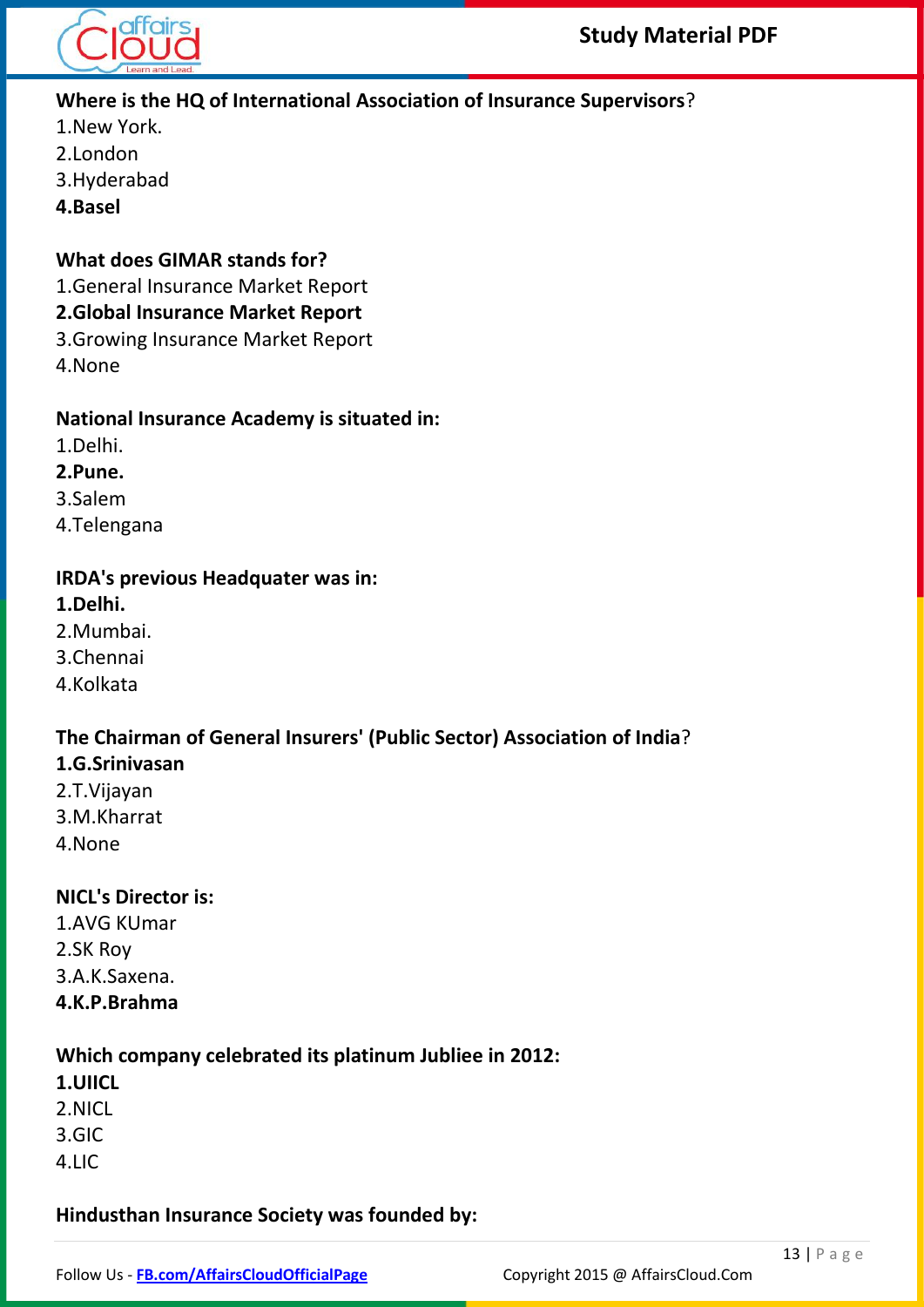**Where is the HQ of International Association of Insurance Supervisors?**

1.New York.
2.London
3.Hyderabad
**4.Basel**

**What does GIMAR stands for?**

1.General Insurance Market Report
**2.Global Insurance Market Report**
3.Growing Insurance Market Report
4.None

**National Insurance Academy is situated in:**

1.Delhi.
**2.Pune.**
3.Salem
4.Telengana

**IRDA's previous Headquater was in:**

**1.Delhi.**
2.Mumbai.
3.Chennai
4.Kolkata

**The Chairman of General Insurers' (Public Sector) Association of India?**

**1.G.Srinivasan**
2.T.Vijayan
3.M.Kharrat
4.None

**NICL's Director is:**

1.AVG KUmar
2.SK Roy
3.A.K.Saxena.
**4.K.P.Brahma**

**Which company celebrated its platinum Jubliee in 2012:**

**1.UIICL**
2.NICL
3.GIC
4.LIC

**Hindusthan Insurance Society was founded by:**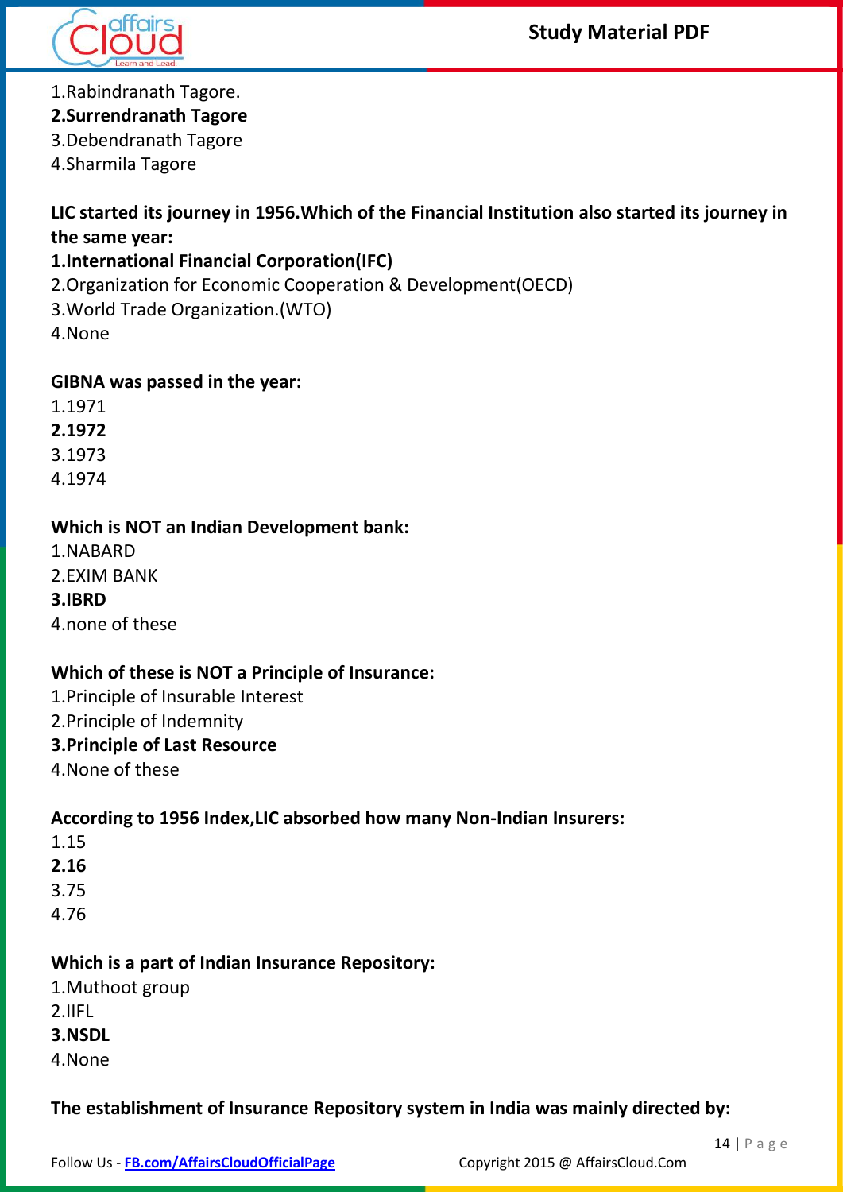1.Rabindranath Tagore.

**2.Surrendranath Tagore**

3.Debendranath Tagore

4.Sharmila Tagore

**LIC started its journey in 1956.Which of the Financial Institution also started its journey in the same year:**

**1.International Financial Corporation(IFC)**

2.Organization for Economic Cooperation & Development(OECD)

3.World Trade Organization.(WTO)

4.None

**GIBNA was passed in the year:**

1.1971

**2.1972**

3.1973

4.1974

**Which is NOT an Indian Development bank:**

1.NABARD

2.EXIM BANK

**3.IBRD**

4.none of these

**Which of these is NOT a Principle of Insurance:**

1.Principle of Insurable Interest

2.Principle of Indemnity

**3.Principle of Last Resource**

4.None of these

**According to 1956 Index,LIC absorbed how many Non-Indian Insurers:**

1.15

**2.16**

3.75

4.76

**Which is a part of Indian Insurance Repository:**

1.Muthoot group

2.IIFL

**3.NSDL**

4.None

**The establishment of Insurance Repository system in India was mainly directed by:**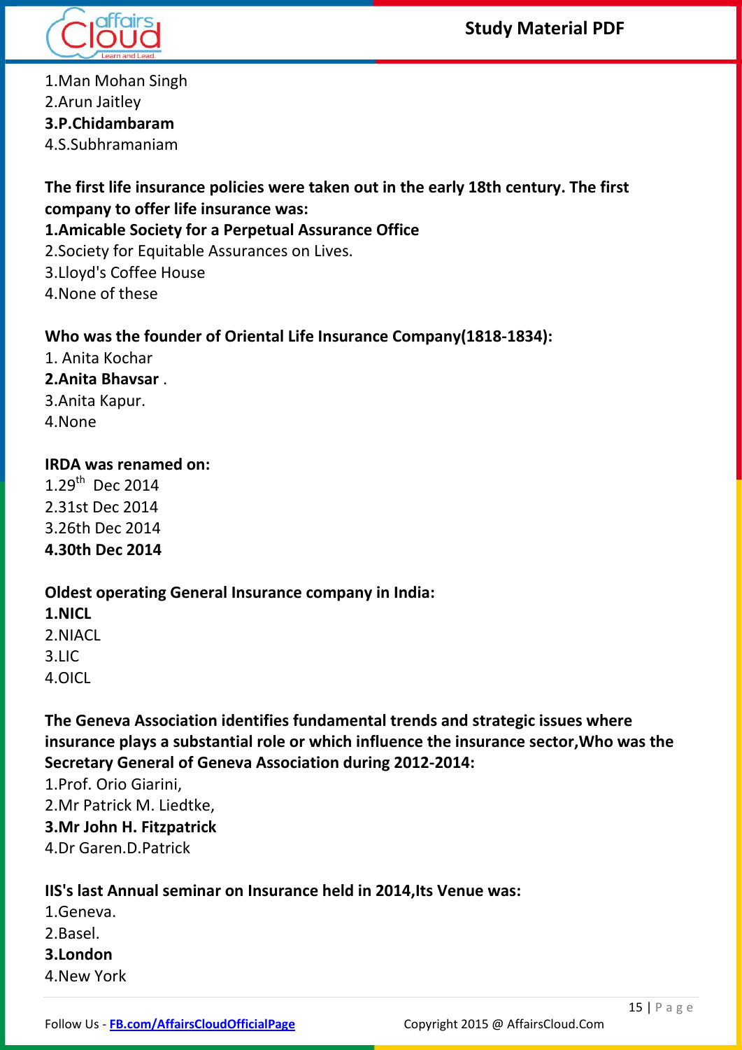1.Man Mohan Singh
2.Arun Jaitley
**3.P.Chidambaram**
4.S.Subhramaniam

**The first life insurance policies were taken out in the early 18th century. The first company to offer life insurance was:**
**1.Amicable Society for a Perpetual Assurance Office**
2.Society for Equitable Assurances on Lives.
3.Lloyd's Coffee House
4.None of these

**Who was the founder of Oriental Life Insurance Company(1818-1834):**
1. Anita Kochar
**2.Anita Bhavsar** .
3.Anita Kapur.
4.None

**IRDA was renamed on:**
1.29th Dec 2014
2.31st Dec 2014
3.26th Dec 2014
**4.30th Dec 2014**

**Oldest operating General Insurance company in India:**
**1.NICL**
2.NIACL
3.LIC
4.OICL

**The Geneva Association identifies fundamental trends and strategic issues where insurance plays a substantial role or which influence the insurance sector,Who was the Secretary General of Geneva Association during 2012-2014:**
1.Prof. Orio Giarini,
2.Mr Patrick M. Liedtke,
**3.Mr John H. Fitzpatrick**
4.Dr Garen.D.Patrick

**IIS's last Annual seminar on Insurance held in 2014,Its Venue was:**
1.Geneva.
2.Basel.
**3.London**
4.New York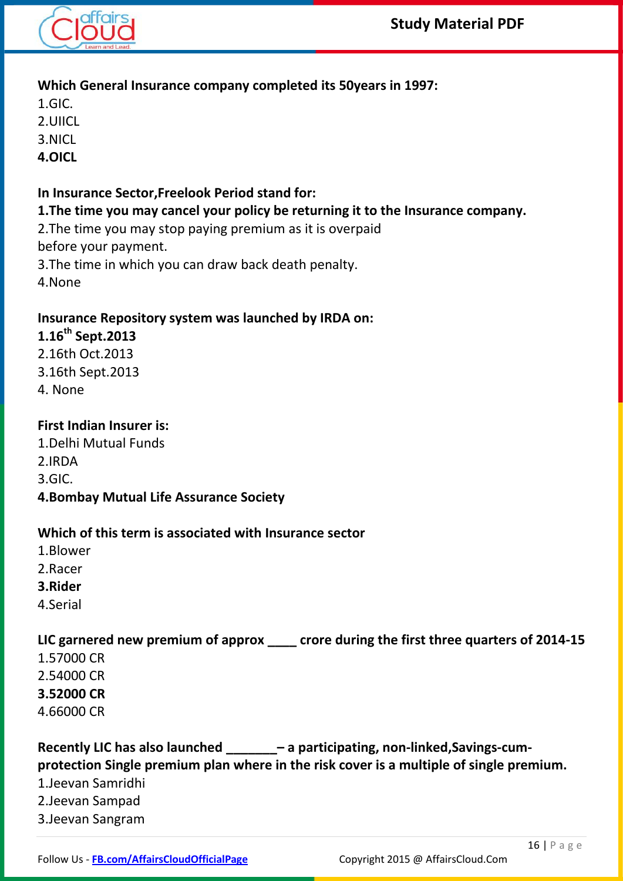**Which General Insurance company completed its 50years in 1997:**
1.GIC.
2.UIICL
3.NICL
**4.OICL**

**In Insurance Sector,Freelook Period stand for:**
**1.The time you may cancel your policy be returning it to the Insurance company.**
2.The time you may stop paying premium as it is overpaid
before your payment.
3.The time in which you can draw back death penalty.
4.None

**Insurance Repository system was launched by IRDA on:**
**1.16th Sept.2013**
2.16th Oct.2013
3.16th Sept.2013
4. None

**First Indian Insurer is:**
1.Delhi Mutual Funds
2.IRDA
3.GIC.
**4.Bombay Mutual Life Assurance Society**

**Which of this term is associated with Insurance sector**
1.Blower
2.Racer
**3.Rider**
4.Serial

**LIC garnered new premium of approx ____ crore during the first three quarters of 2014-15**
1.57000 CR
2.54000 CR
**3.52000 CR**
4.66000 CR

**Recently LIC has also launched _______– a participating, non-linked,Savings-cum-protection Single premium plan where in the risk cover is a multiple of single premium.**
1.Jeevan Samridhi
2.Jeevan Sampad
3.Jeevan Sangram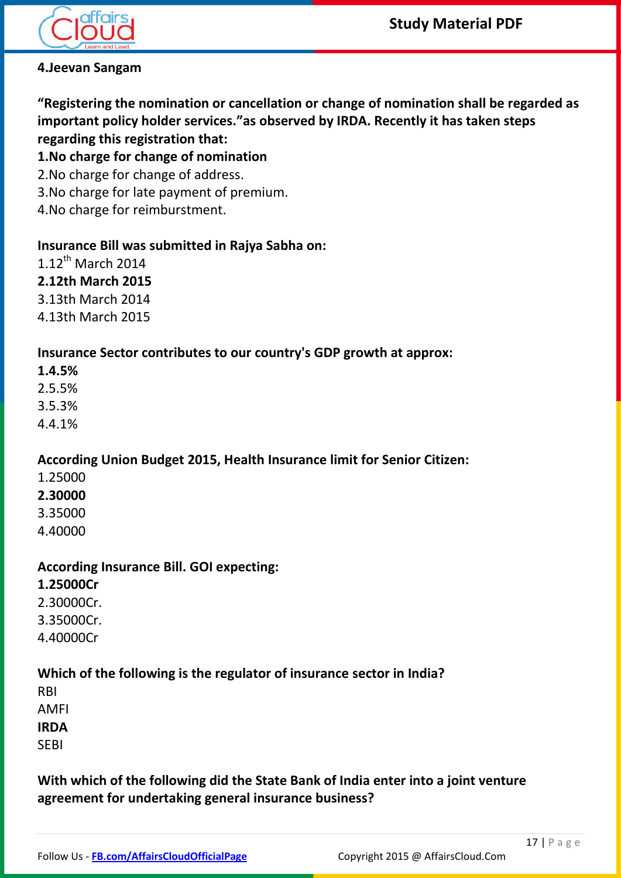**4.Jeevan Sangam**

**"Registering the nomination or cancellation or change of nomination shall be regarded as important policy holder services."as observed by IRDA. Recently it has taken steps regarding this registration that:**

**1.No charge for change of nomination**
2.No charge for change of address.
3.No charge for late payment of premium.
4.No charge for reimburstment.

**Insurance Bill was submitted in Rajya Sabha on:**

1.12th March 2014
**2.12th March 2015**
3.13th March 2014
4.13th March 2015

**Insurance Sector contributes to our country's GDP growth at approx:**

**1.4.5%**
2.5.5%
3.5.3%
4.4.1%

**According Union Budget 2015, Health Insurance limit for Senior Citizen:**

1.25000
**2.30000**
3.35000
4.40000

**According Insurance Bill. GOI expecting:**

**1.25000Cr**
2.30000Cr.
3.35000Cr.
4.40000Cr

**Which of the following is the regulator of insurance sector in India?**

RBI
AMFI
**IRDA**
SEBI

**With which of the following did the State Bank of India enter into a joint venture agreement for undertaking general insurance business?**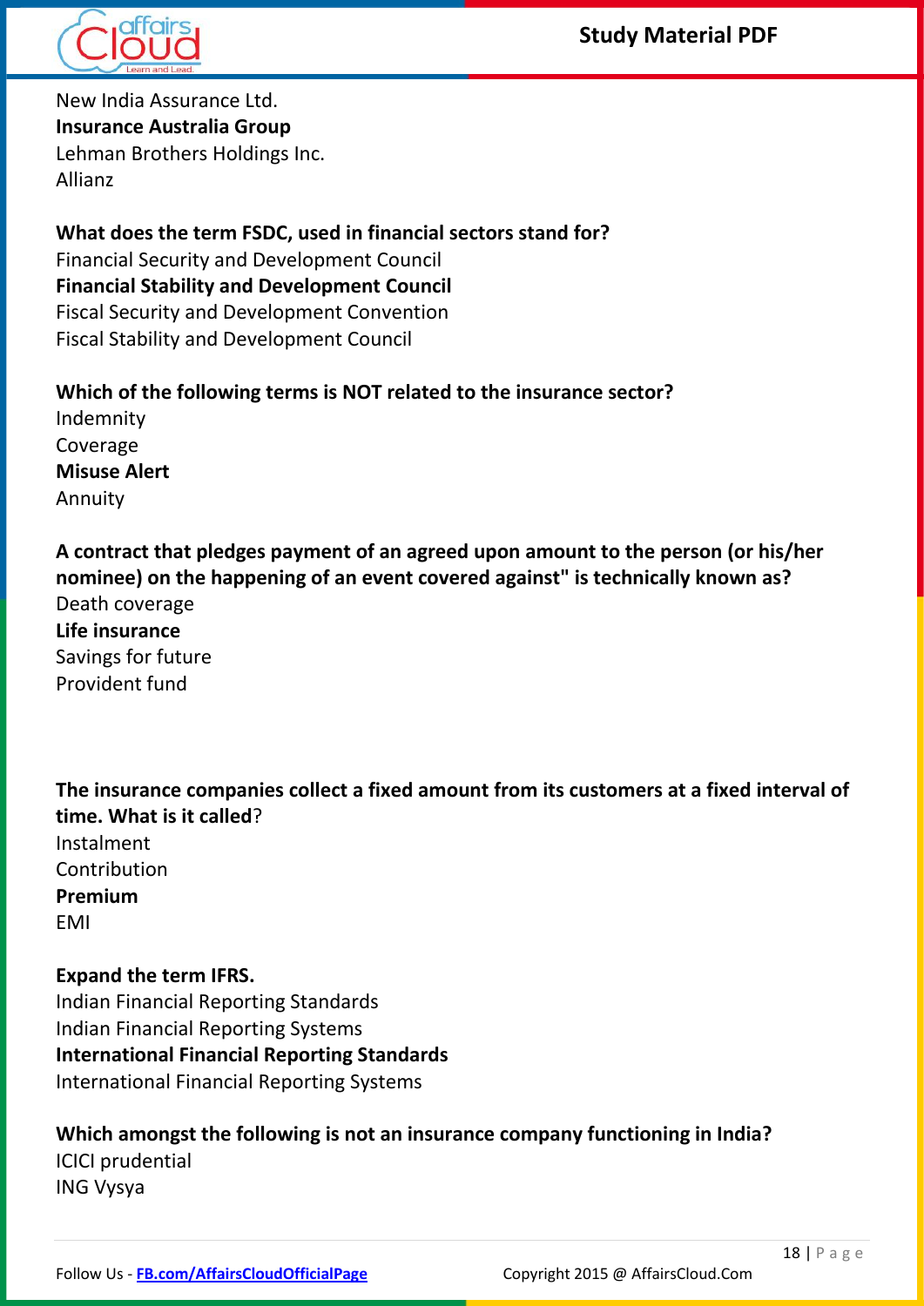New India Assurance Ltd.
**Insurance Australia Group**
Lehman Brothers Holdings Inc.
Allianz

**What does the term FSDC, used in financial sectors stand for?**
Financial Security and Development Council
**Financial Stability and Development Council**
Fiscal Security and Development Convention
Fiscal Stability and Development Council

**Which of the following terms is NOT related to the insurance sector?**
Indemnity
Coverage
**Misuse Alert**
Annuity

**A contract that pledges payment of an agreed upon amount to the person (or his/her nominee) on the happening of an event covered against" is technically known as?**
Death coverage
**Life insurance**
Savings for future
Provident fund

**The insurance companies collect a fixed amount from its customers at a fixed interval of time. What is it called**?
Instalment
Contribution
**Premium**
EMI

**Expand the term IFRS.**
Indian Financial Reporting Standards
Indian Financial Reporting Systems
**International Financial Reporting Standards**
International Financial Reporting Systems

**Which amongst the following is not an insurance company functioning in India?**
ICICI prudential
ING Vysya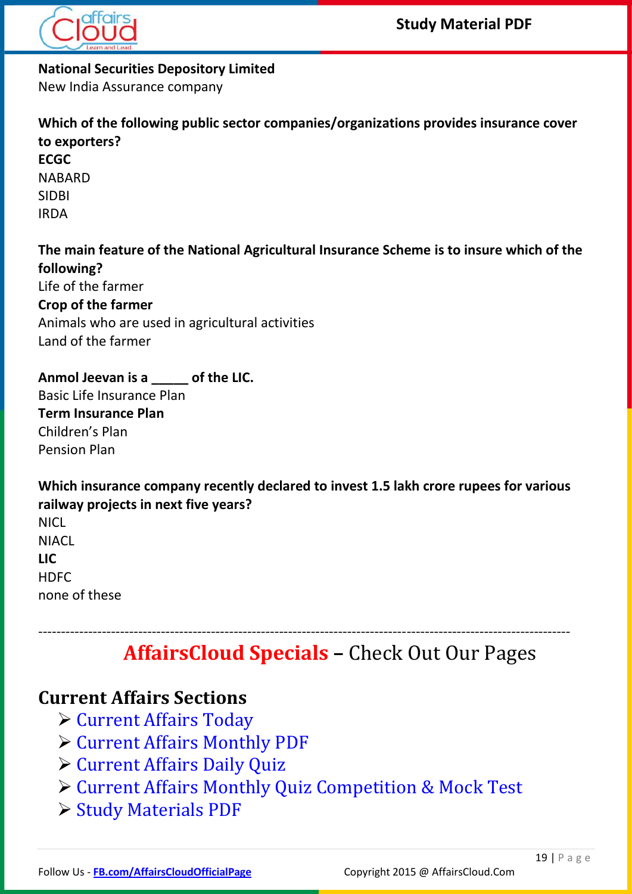**National Securities Depository Limited**
New India Assurance company

**Which of the following public sector companies/organizations provides insurance cover to exporters?**
**ECGC**
NABARD
SIDBI
IRDA

**The main feature of the National Agricultural Insurance Scheme is to insure which of the following?**
Life of the farmer
**Crop of the farmer**
Animals who are used in agricultural activities
Land of the farmer

**Anmol Jeevan is a _____ of the LIC.**
Basic Life Insurance Plan
**Term Insurance Plan**
Children's Plan
Pension Plan

**Which insurance company recently declared to invest 1.5 lakh crore rupees for various railway projects in next five years?**
NICL
NIACL
**LIC**
HDFC
none of these

---

## AffairsCloud Specials – Check Out Our Pages

### Current Affairs Sections

- Current Affairs Today
- Current Affairs Monthly PDF
- Current Affairs Daily Quiz
- Current Affairs Monthly Quiz Competition & Mock Test
- Study Materials PDF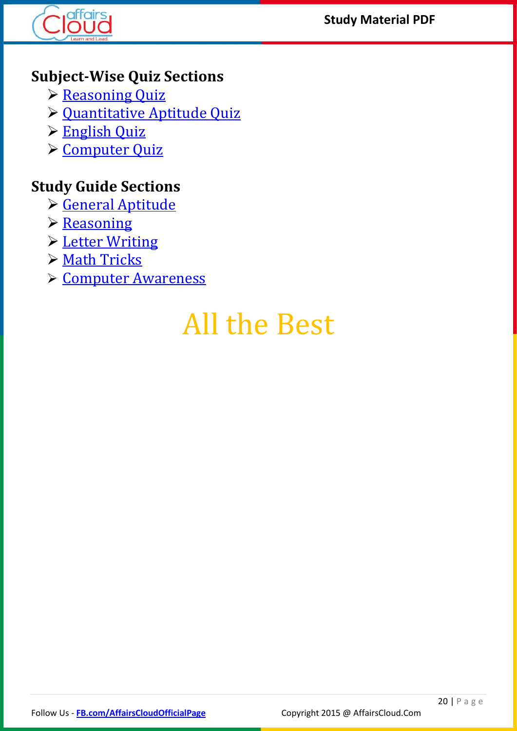## Subject-Wise Quiz Sections

- Reasoning Quiz
- Quantitative Aptitude Quiz
- English Quiz
- Computer Quiz

## Study Guide Sections

- General Aptitude
- Reasoning
- Letter Writing
- Math Tricks
- Computer Awareness

# All the Best